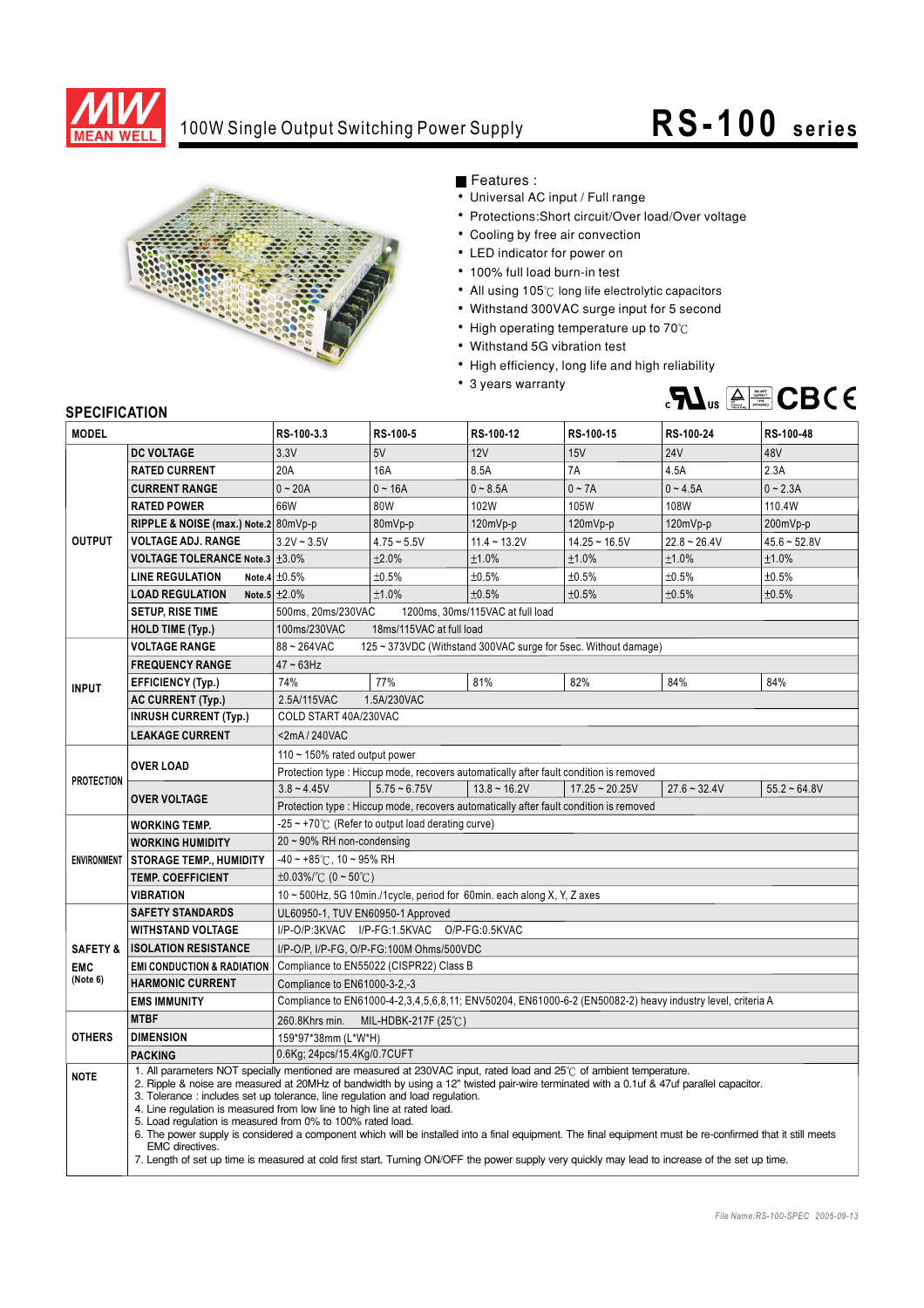# MEAN WELL

## 100W Single Output Switching Power Supply

# RS-100 series

■ Features :

- Universal AC input / Full range
- Protections:Short circuit/Over load/Over voltage
- Cooling by free air convection
- LED indicator for power on
- 100% full load burn-in test
- All using 105℃ long life electrolytic capacitors
- Withstand 300VAC surge input for 5 second
- High operating temperature up to 70℃
- Withstand 5G vibration test
- High efficiency, long life and high reliability
- 3 years warranty

## SPECIFICATION

| MODEL | | RS-100-3.3 | RS-100-5 | RS-100-12 | RS-100-15 | RS-100-24 | RS-100-48 |
|---|---|---|---|---|---|---|---|
| OUTPUT | DC VOLTAGE | 3.3V | 5V | 12V | 15V | 24V | 48V |
| | RATED CURRENT | 20A | 16A | 8.5A | 7A | 4.5A | 2.3A |
| | CURRENT RANGE | 0 ~ 20A | 0 ~ 16A | 0 ~ 8.5A | 0 ~ 7A | 0 ~ 4.5A | 0 ~ 2.3A |
| | RATED POWER | 66W | 80W | 102W | 105W | 108W | 110.4W |
| | RIPPLE & NOISE (max.) Note.2 | 80mVp-p | 80mVp-p | 120mVp-p | 120mVp-p | 120mVp-p | 200mVp-p |
| | VOLTAGE ADJ. RANGE | 3.2V ~ 3.5V | 4.75 ~ 5.5V | 11.4 ~ 13.2V | 14.25 ~ 16.5V | 22.8 ~ 26.4V | 45.6 ~ 52.8V |
| | VOLTAGE TOLERANCE Note.3 | ±3.0% | ±2.0% | ±1.0% | ±1.0% | ±1.0% | ±1.0% |
| | LINE REGULATION Note.4 | ±0.5% | ±0.5% | ±0.5% | ±0.5% | ±0.5% | ±0.5% |
| | LOAD REGULATION Note.5 | ±2.0% | ±1.0% | ±0.5% | ±0.5% | ±0.5% | ±0.5% |
| | SETUP, RISE TIME | 500ms, 20ms/230VAC 1200ms, 30ms/115VAC at full load | | | | | |
| | HOLD TIME (Typ.) | 100ms/230VAC 18ms/115VAC at full load | | | | | |
| INPUT | VOLTAGE RANGE | 88 ~ 264VAC 125 ~ 373VDC (Withstand 300VAC surge for 5sec. Without damage) | | | | | |
| | FREQUENCY RANGE | 47 ~ 63Hz | | | | | |
| | EFFICIENCY (Typ.) | 74% | 77% | 81% | 82% | 84% | 84% |
| | AC CURRENT (Typ.) | 2.5A/115VAC 1.5A/230VAC | | | | | |
| | INRUSH CURRENT (Typ.) | COLD START 40A/230VAC | | | | | |
| | LEAKAGE CURRENT | <2mA / 240VAC | | | | | |
| PROTECTION | OVER LOAD | 110 ~ 150% rated output power | | | | | |
| | | Protection type : Hiccup mode, recovers automatically after fault condition is removed | | | | | |
| | OVER VOLTAGE | 3.8 ~ 4.45V | 5.75 ~ 6.75V | 13.8 ~ 16.2V | 17.25 ~ 20.25V | 27.6 ~ 32.4V | 55.2 ~ 64.8V |
| | | Protection type : Hiccup mode, recovers automatically after fault condition is removed | | | | | |
| ENVIRONMENT | WORKING TEMP. | -25 ~ +70℃ (Refer to output load derating curve) | | | | | |
| | WORKING HUMIDITY | 20 ~ 90% RH non-condensing | | | | | |
| | STORAGE TEMP., HUMIDITY | -40 ~ +85℃, 10 ~ 95% RH | | | | | |
| | TEMP. COEFFICIENT | ±0.03%/℃ (0 ~ 50℃) | | | | | |
| | VIBRATION | 10 ~ 500Hz, 5G 10min./1cycle, period for 60min. each along X, Y, Z axes | | | | | |
| SAFETY & EMC (Note 6) | SAFETY STANDARDS | UL60950-1, TUV EN60950-1 Approved | | | | | |
| | WITHSTAND VOLTAGE | I/P-O/P:3KVAC I/P-FG:1.5KVAC O/P-FG:0.5KVAC | | | | | |
| | ISOLATION RESISTANCE | I/P-O/P, I/P-FG, O/P-FG:100M Ohms/500VDC | | | | | |
| | EMI CONDUCTION & RADIATION | Compliance to EN55022 (CISPR22) Class B | | | | | |
| | HARMONIC CURRENT | Compliance to EN61000-3-2,-3 | | | | | |
| | EMS IMMUNITY | Compliance to EN61000-4-2,3,4,5,6,8,11; ENV50204, EN61000-6-2 (EN50082-2) heavy industry level, criteria A | | | | | |
| OTHERS | MTBF | 260.8Khrs min. MIL-HDBK-217F (25℃) | | | | | |
| | DIMENSION | 159*97*38mm (L*W*H) | | | | | |
| | PACKING | 0.6Kg; 24pcs/15.4Kg/0.7CUFT | | | | | |

**NOTE**

1. All parameters NOT specially mentioned are measured at 230VAC input, rated load and 25℃ of ambient temperature.
2. Ripple & noise are measured at 20MHz of bandwidth by using a 12" twisted pair-wire terminated with a 0.1uf & 47uf parallel capacitor.
3. Tolerance : includes set up tolerance, line regulation and load regulation.
4. Line regulation is measured from low line to high line at rated load.
5. Load regulation is measured from 0% to 100% rated load.
6. The power supply is considered a component which will be installed into a final equipment. The final equipment must be re-confirmed that it still meets EMC directives.
7. Length of set up time is measured at cold first start. Turning ON/OFF the power supply very quickly may lead to increase of the set up time.

*File Name:RS-100-SPEC 2005-09-13*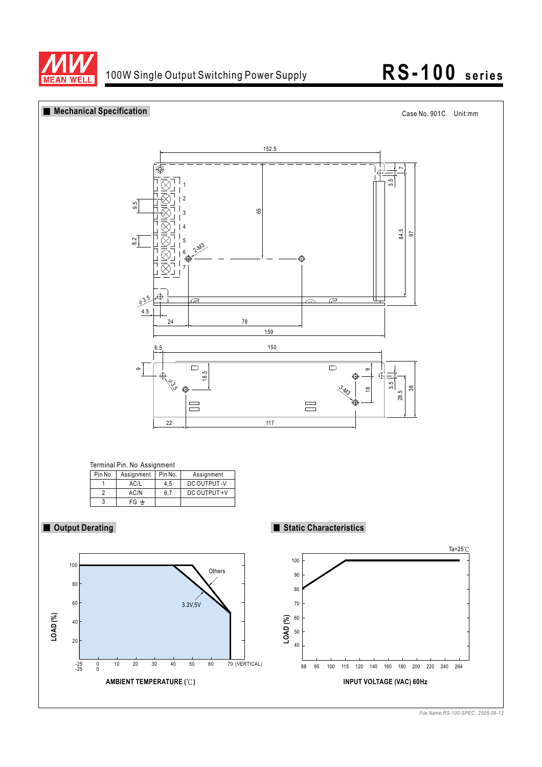100W Single Output Switching Power Supply

# RS-100 series

## Mechanical Specification

Case No. 901C  Unit:mm

152.5
7
3.5
9.5
65
84.5
97
8.2
1
2
3
4
5
6
7
2-M3
φ3.5
4.5
24
78
159
6.5
150
9
φ3.5
18.5
9
3-M3
18
3.5
28.5
38
22
117

Terminal Pin. No Assignment

| Pin No. | Assignment | Pin No. | Assignment |
|---|---|---|---|
| 1 | AC/L | 4,5 | DC OUTPUT -V |
| 2 | AC/N | 6,7 | DC OUTPUT +V |
| 3 | FG ⏚ | | |

## Output Derating

LOAD (%)
100
80
60
40
20
Others
3.3V,5V
-25 -25
0 0
10
20
30
40
50
60
70 (VERTICAL)
AMBIENT TEMPERATURE (℃)

## Static Characteristics

Ta=25℃
LOAD (%)
100
90
80
70
60
50
40
88
95
100
115
120
140
160
180
200
220
240
264
INPUT VOLTAGE (VAC) 60Hz

File Name:RS-100-SPEC 2005-09-13